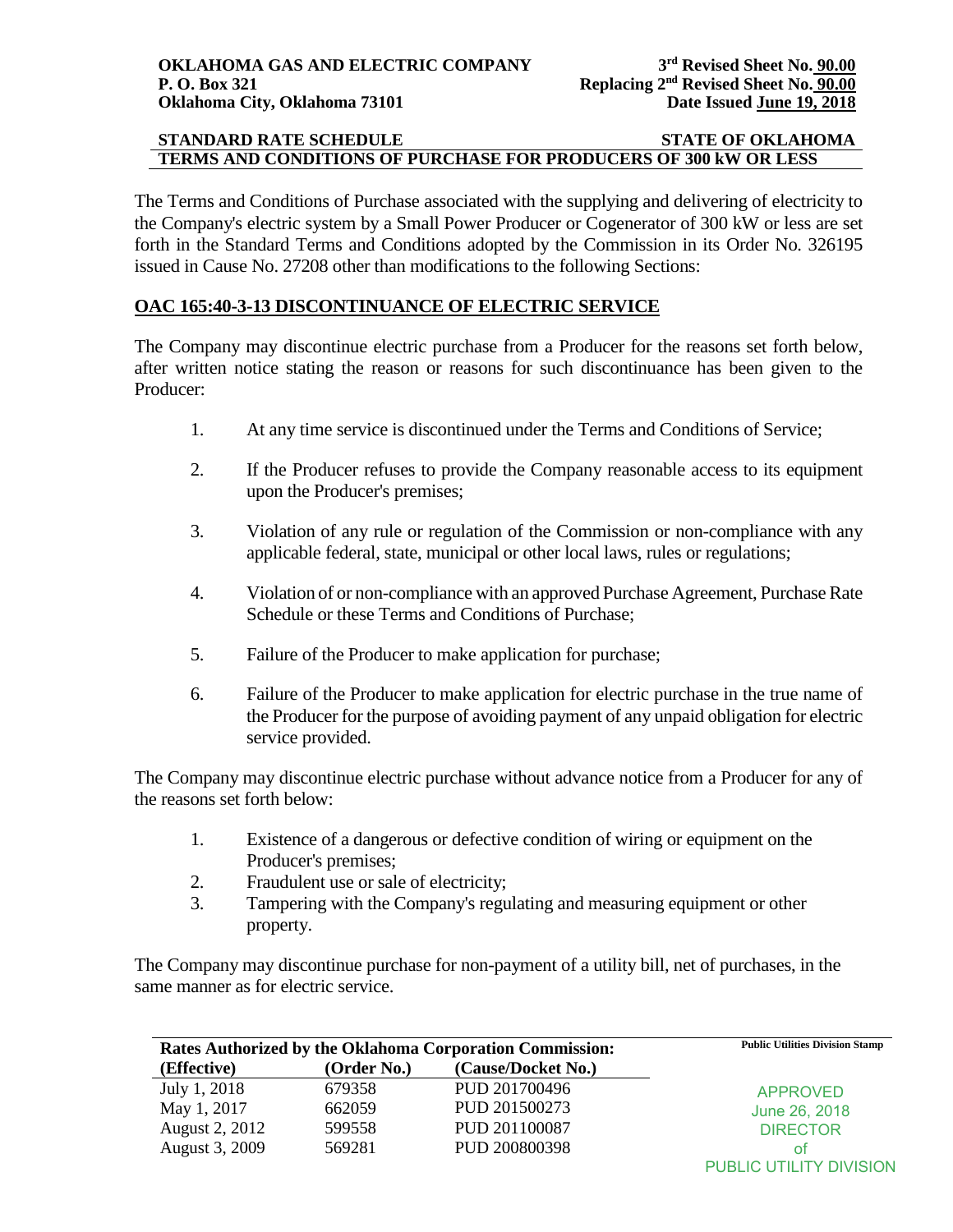**OKLAHOMA GAS AND ELECTRIC COMPANY**
**P. O. Box 321**
**Oklahoma City, Oklahoma 73101**

**3rd Revised Sheet No. 90.00**
**Replacing 2nd Revised Sheet No. 90.00**
**Date Issued June 19, 2018**

**STANDARD RATE SCHEDULE** **STATE OF OKLAHOMA**

**TERMS AND CONDITIONS OF PURCHASE FOR PRODUCERS OF 300 kW OR LESS**

The Terms and Conditions of Purchase associated with the supplying and delivering of electricity to the Company's electric system by a Small Power Producer or Cogenerator of 300 kW or less are set forth in the Standard Terms and Conditions adopted by the Commission in its Order No. 326195 issued in Cause No. 27208 other than modifications to the following Sections:

## OAC 165:40-3-13 DISCONTINUANCE OF ELECTRIC SERVICE

The Company may discontinue electric purchase from a Producer for the reasons set forth below, after written notice stating the reason or reasons for such discontinuance has been given to the Producer:

1. At any time service is discontinued under the Terms and Conditions of Service;
2. If the Producer refuses to provide the Company reasonable access to its equipment upon the Producer's premises;
3. Violation of any rule or regulation of the Commission or non-compliance with any applicable federal, state, municipal or other local laws, rules or regulations;
4. Violation of or non-compliance with an approved Purchase Agreement, Purchase Rate Schedule or these Terms and Conditions of Purchase;
5. Failure of the Producer to make application for purchase;
6. Failure of the Producer to make application for electric purchase in the true name of the Producer for the purpose of avoiding payment of any unpaid obligation for electric service provided.

The Company may discontinue electric purchase without advance notice from a Producer for any of the reasons set forth below:

1. Existence of a dangerous or defective condition of wiring or equipment on the Producer's premises;
2. Fraudulent use or sale of electricity;
3. Tampering with the Company's regulating and measuring equipment or other property.

The Company may discontinue purchase for non-payment of a utility bill, net of purchases, in the same manner as for electric service.

**Rates Authorized by the Oklahoma Corporation Commission:**

| (Effective) | (Order No.) | (Cause/Docket No.) |
|---|---|---|
| July 1, 2018 | 679358 | PUD 201700496 |
| May 1, 2017 | 662059 | PUD 201500273 |
| August 2, 2012 | 599558 | PUD 201100087 |
| August 3, 2009 | 569281 | PUD 200800398 |

**Public Utilities Division Stamp**

APPROVED
June 26, 2018
DIRECTOR
of
PUBLIC UTILITY DIVISION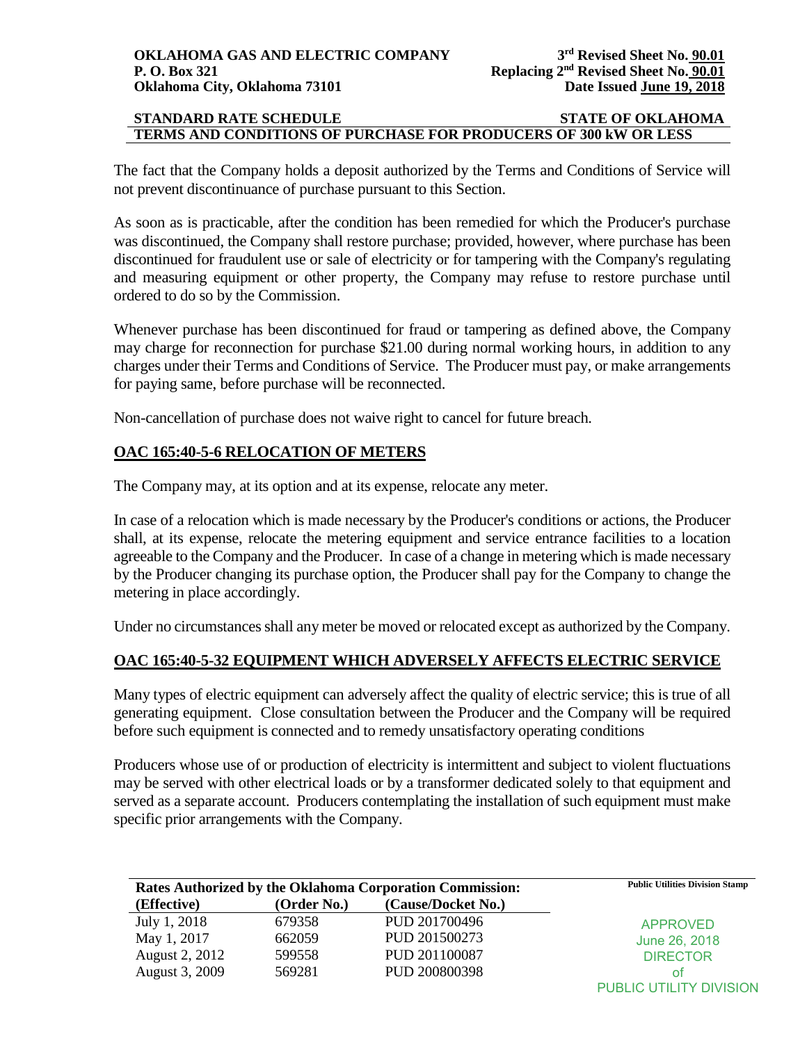The fact that the Company holds a deposit authorized by the Terms and Conditions of Service will not prevent discontinuance of purchase pursuant to this Section.

As soon as is practicable, after the condition has been remedied for which the Producer's purchase was discontinued, the Company shall restore purchase; provided, however, where purchase has been discontinued for fraudulent use or sale of electricity or for tampering with the Company's regulating and measuring equipment or other property, the Company may refuse to restore purchase until ordered to do so by the Commission.

Whenever purchase has been discontinued for fraud or tampering as defined above, the Company may charge for reconnection for purchase $21.00 during normal working hours, in addition to any charges under their Terms and Conditions of Service. The Producer must pay, or make arrangements for paying same, before purchase will be reconnected.

Non-cancellation of purchase does not waive right to cancel for future breach.

## OAC 165:40-5-6 RELOCATION OF METERS

The Company may, at its option and at its expense, relocate any meter.

In case of a relocation which is made necessary by the Producer's conditions or actions, the Producer shall, at its expense, relocate the metering equipment and service entrance facilities to a location agreeable to the Company and the Producer. In case of a change in metering which is made necessary by the Producer changing its purchase option, the Producer shall pay for the Company to change the metering in place accordingly.

Under no circumstances shall any meter be moved or relocated except as authorized by the Company.

## OAC 165:40-5-32 EQUIPMENT WHICH ADVERSELY AFFECTS ELECTRIC SERVICE

Many types of electric equipment can adversely affect the quality of electric service; this is true of all generating equipment. Close consultation between the Producer and the Company will be required before such equipment is connected and to remedy unsatisfactory operating conditions

Producers whose use of or production of electricity is intermittent and subject to violent fluctuations may be served with other electrical loads or by a transformer dedicated solely to that equipment and served as a separate account. Producers contemplating the installation of such equipment must make specific prior arrangements with the Company.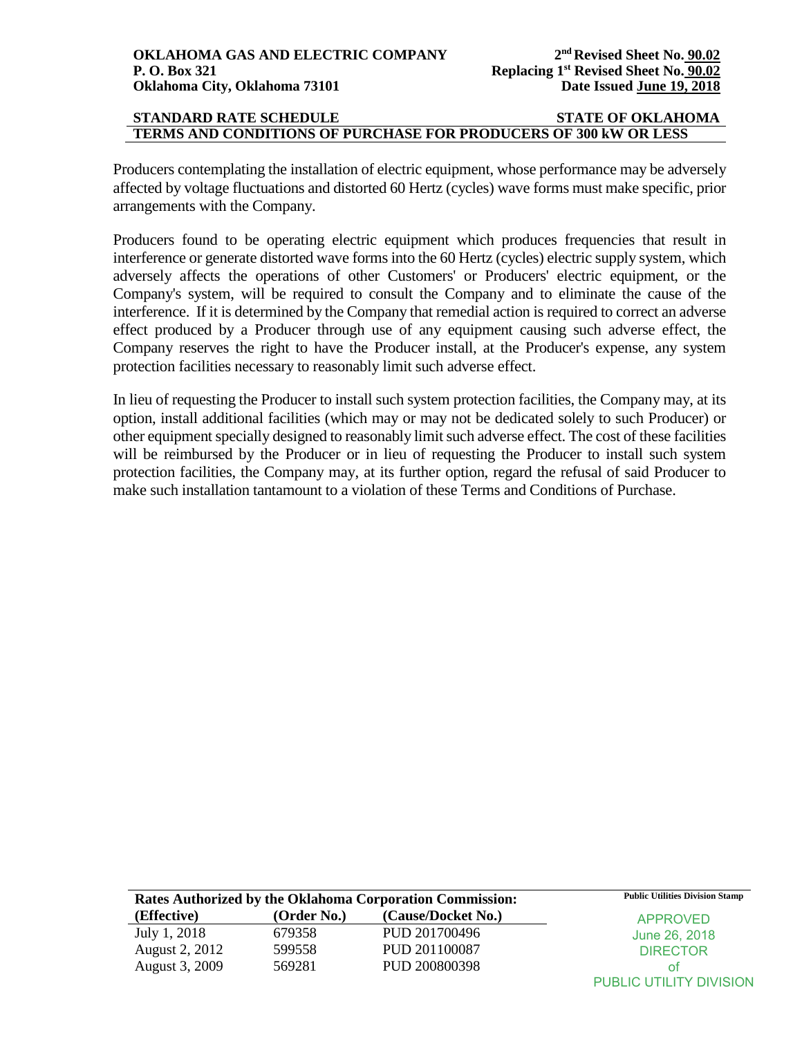**OKLAHOMA GAS AND ELECTRIC COMPANY**
**P. O. Box 321**
**Oklahoma City, Oklahoma 73101**

**2nd Revised Sheet No. 90.02**
**Replacing 1st Revised Sheet No. 90.02**
**Date Issued June 19, 2018**

**STANDARD RATE SCHEDULE** **STATE OF OKLAHOMA**

**TERMS AND CONDITIONS OF PURCHASE FOR PRODUCERS OF 300 kW OR LESS**

Producers contemplating the installation of electric equipment, whose performance may be adversely affected by voltage fluctuations and distorted 60 Hertz (cycles) wave forms must make specific, prior arrangements with the Company.

Producers found to be operating electric equipment which produces frequencies that result in interference or generate distorted wave forms into the 60 Hertz (cycles) electric supply system, which adversely affects the operations of other Customers' or Producers' electric equipment, or the Company's system, will be required to consult the Company and to eliminate the cause of the interference. If it is determined by the Company that remedial action is required to correct an adverse effect produced by a Producer through use of any equipment causing such adverse effect, the Company reserves the right to have the Producer install, at the Producer's expense, any system protection facilities necessary to reasonably limit such adverse effect.

In lieu of requesting the Producer to install such system protection facilities, the Company may, at its option, install additional facilities (which may or may not be dedicated solely to such Producer) or other equipment specially designed to reasonably limit such adverse effect. The cost of these facilities will be reimbursed by the Producer or in lieu of requesting the Producer to install such system protection facilities, the Company may, at its further option, regard the refusal of said Producer to make such installation tantamount to a violation of these Terms and Conditions of Purchase.

**Rates Authorized by the Oklahoma Corporation Commission:**

| (Effective) | (Order No.) | (Cause/Docket No.) |
|---|---|---|
| July 1, 2018 | 679358 | PUD 201700496 |
| August 2, 2012 | 599558 | PUD 201100087 |
| August 3, 2009 | 569281 | PUD 200800398 |

**Public Utilities Division Stamp**

APPROVED
June 26, 2018
DIRECTOR
of
PUBLIC UTILITY DIVISION